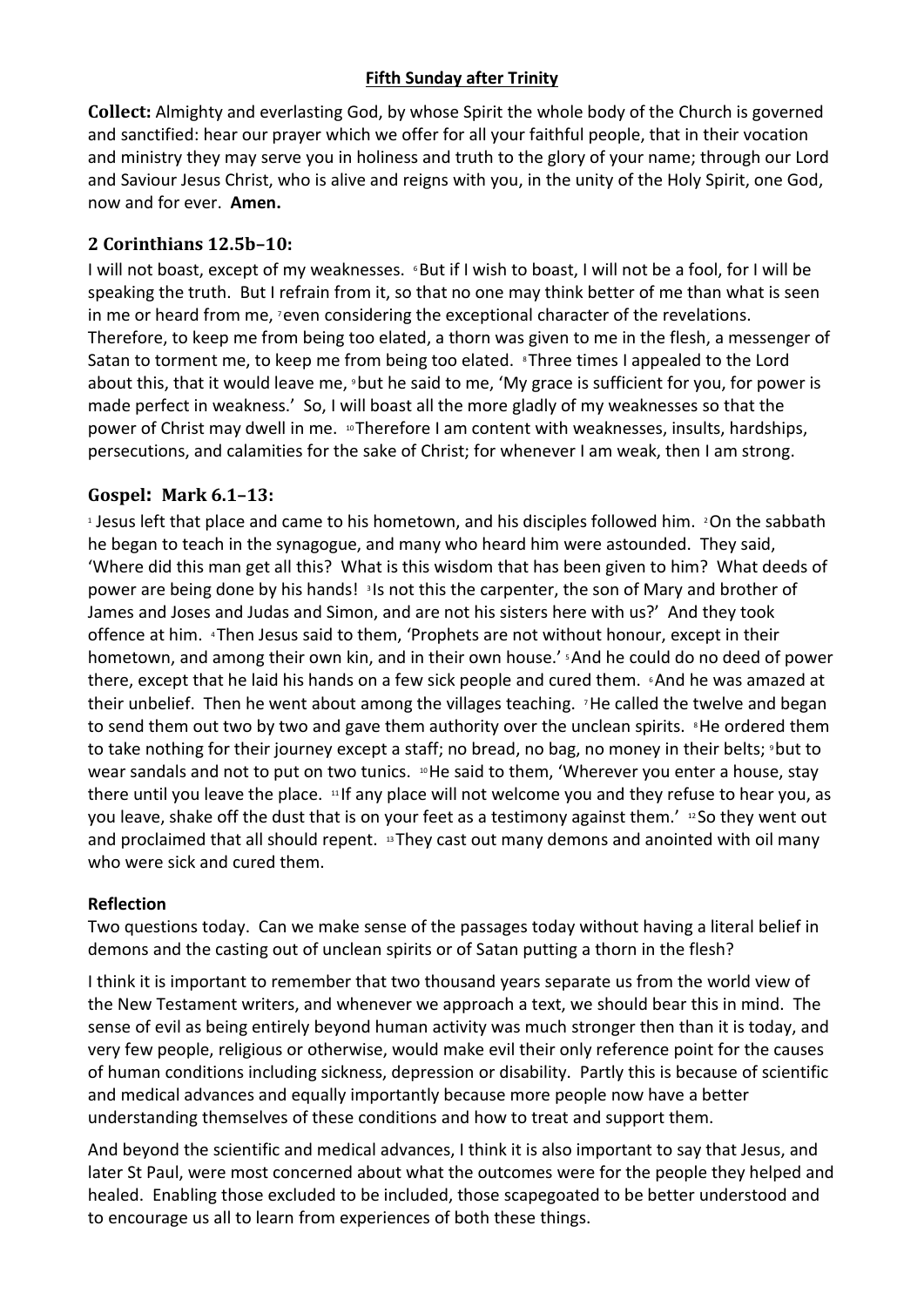**Fifth Sunday after Trinity**

**Collect:** Almighty and everlasting God, by whose Spirit the whole body of the Church is governed and sanctified: hear our prayer which we offer for all your faithful people, that in their vocation and ministry they may serve you in holiness and truth to the glory of your name; through our Lord and Saviour Jesus Christ, who is alive and reigns with you, in the unity of the Holy Spirit, one God, now and for ever. **Amen.**

## 2 Corinthians 12.5b–10:

I will not boast, except of my weaknesses. [6]But if I wish to boast, I will not be a fool, for I will be speaking the truth. But I refrain from it, so that no one may think better of me than what is seen in me or heard from me, [7]even considering the exceptional character of the revelations. Therefore, to keep me from being too elated, a thorn was given to me in the flesh, a messenger of Satan to torment me, to keep me from being too elated. [8]Three times I appealed to the Lord about this, that it would leave me, [9]but he said to me, 'My grace is sufficient for you, for power is made perfect in weakness.' So, I will boast all the more gladly of my weaknesses so that the power of Christ may dwell in me. [10]Therefore I am content with weaknesses, insults, hardships, persecutions, and calamities for the sake of Christ; for whenever I am weak, then I am strong.

## Gospel: Mark 6.1–13:

[1] Jesus left that place and came to his hometown, and his disciples followed him. [2]On the sabbath he began to teach in the synagogue, and many who heard him were astounded. They said, 'Where did this man get all this? What is this wisdom that has been given to him? What deeds of power are being done by his hands! [3]Is not this the carpenter, the son of Mary and brother of James and Joses and Judas and Simon, and are not his sisters here with us?' And they took offence at him. [4]Then Jesus said to them, 'Prophets are not without honour, except in their hometown, and among their own kin, and in their own house.' [5]And he could do no deed of power there, except that he laid his hands on a few sick people and cured them. [6]And he was amazed at their unbelief. Then he went about among the villages teaching. [7]He called the twelve and began to send them out two by two and gave them authority over the unclean spirits. [8]He ordered them to take nothing for their journey except a staff; no bread, no bag, no money in their belts; [9]but to wear sandals and not to put on two tunics. [10]He said to them, 'Wherever you enter a house, stay there until you leave the place. [11]If any place will not welcome you and they refuse to hear you, as you leave, shake off the dust that is on your feet as a testimony against them.' [12]So they went out and proclaimed that all should repent. [13]They cast out many demons and anointed with oil many who were sick and cured them.

**Reflection**

Two questions today. Can we make sense of the passages today without having a literal belief in demons and the casting out of unclean spirits or of Satan putting a thorn in the flesh?

I think it is important to remember that two thousand years separate us from the world view of the New Testament writers, and whenever we approach a text, we should bear this in mind. The sense of evil as being entirely beyond human activity was much stronger then than it is today, and very few people, religious or otherwise, would make evil their only reference point for the causes of human conditions including sickness, depression or disability. Partly this is because of scientific and medical advances and equally importantly because more people now have a better understanding themselves of these conditions and how to treat and support them.

And beyond the scientific and medical advances, I think it is also important to say that Jesus, and later St Paul, were most concerned about what the outcomes were for the people they helped and healed. Enabling those excluded to be included, those scapegoated to be better understood and to encourage us all to learn from experiences of both these things.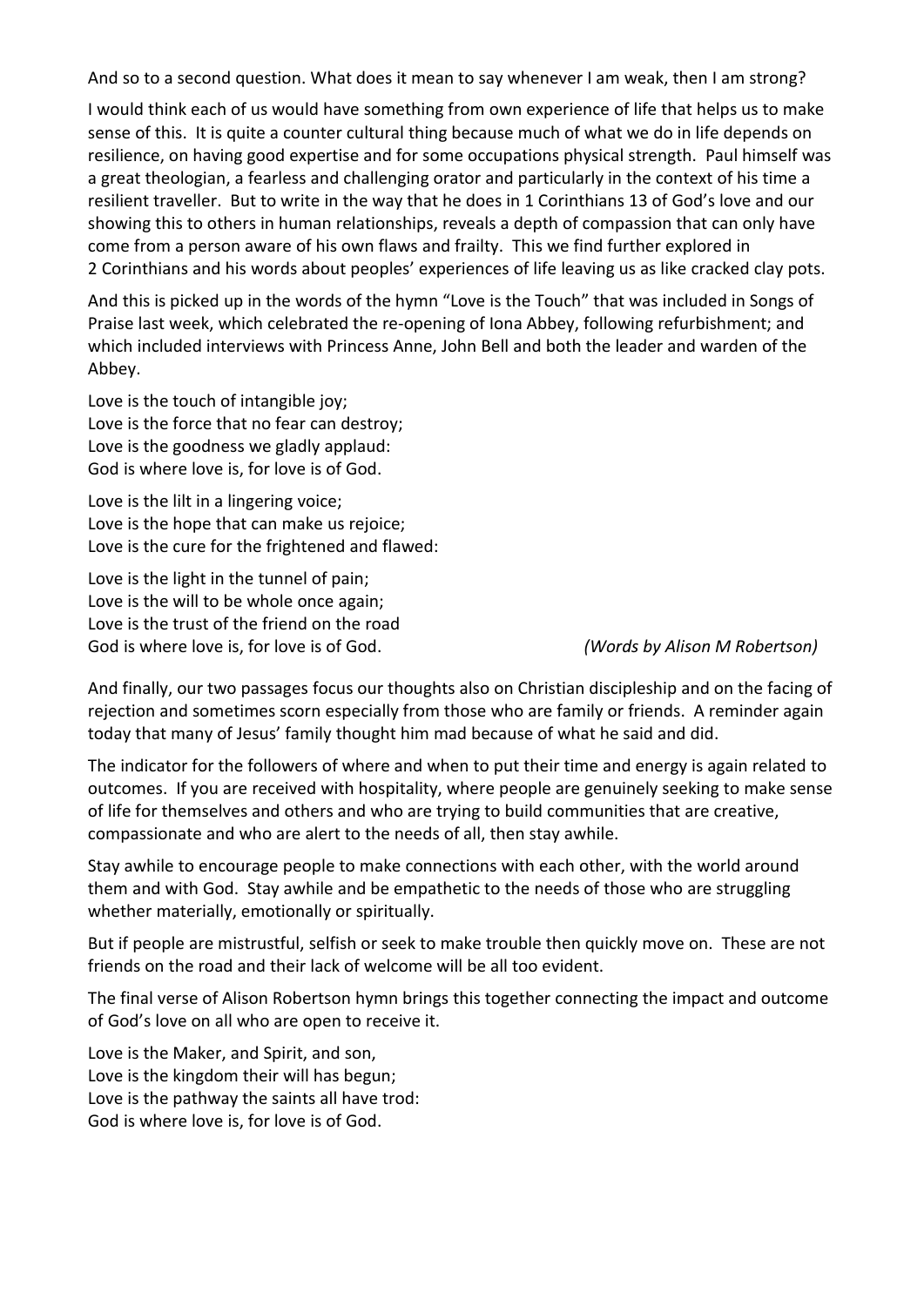And so to a second question. What does it mean to say whenever I am weak, then I am strong?

I would think each of us would have something from own experience of life that helps us to make sense of this. It is quite a counter cultural thing because much of what we do in life depends on resilience, on having good expertise and for some occupations physical strength. Paul himself was a great theologian, a fearless and challenging orator and particularly in the context of his time a resilient traveller. But to write in the way that he does in 1 Corinthians 13 of God's love and our showing this to others in human relationships, reveals a depth of compassion that can only have come from a person aware of his own flaws and frailty. This we find further explored in 2 Corinthians and his words about peoples' experiences of life leaving us as like cracked clay pots.

And this is picked up in the words of the hymn "Love is the Touch" that was included in Songs of Praise last week, which celebrated the re-opening of Iona Abbey, following refurbishment; and which included interviews with Princess Anne, John Bell and both the leader and warden of the Abbey.

Love is the touch of intangible joy;
Love is the force that no fear can destroy;
Love is the goodness we gladly applaud:
God is where love is, for love is of God.

Love is the lilt in a lingering voice;
Love is the hope that can make us rejoice;
Love is the cure for the frightened and flawed:

Love is the light in the tunnel of pain;
Love is the will to be whole once again;
Love is the trust of the friend on the road
God is where love is, for love is of God. *(Words by Alison M Robertson)*

And finally, our two passages focus our thoughts also on Christian discipleship and on the facing of rejection and sometimes scorn especially from those who are family or friends. A reminder again today that many of Jesus' family thought him mad because of what he said and did.

The indicator for the followers of where and when to put their time and energy is again related to outcomes. If you are received with hospitality, where people are genuinely seeking to make sense of life for themselves and others and who are trying to build communities that are creative, compassionate and who are alert to the needs of all, then stay awhile.

Stay awhile to encourage people to make connections with each other, with the world around them and with God. Stay awhile and be empathetic to the needs of those who are struggling whether materially, emotionally or spiritually.

But if people are mistrustful, selfish or seek to make trouble then quickly move on. These are not friends on the road and their lack of welcome will be all too evident.

The final verse of Alison Robertson hymn brings this together connecting the impact and outcome of God's love on all who are open to receive it.

Love is the Maker, and Spirit, and son,
Love is the kingdom their will has begun;
Love is the pathway the saints all have trod:
God is where love is, for love is of God.